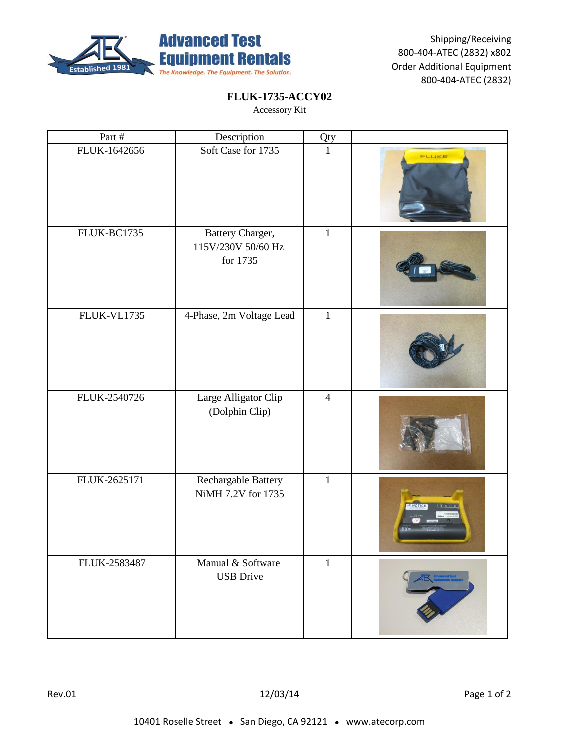Advanced Test Equipment Rentals

The Knowledge. The Equipment. The Solution.

Established 1981

Shipping/Receiving
800-404-ATEC (2832) x802
Order Additional Equipment
800-404-ATEC (2832)

# FLUK-1735-ACCY02

Accessory Kit

| Part # | Description | Qty | |
|---|---|---|---|
| FLUK-1642656 | Soft Case for 1735 | 1 | |
| FLUK-BC1735 | Battery Charger, 115V/230V 50/60 Hz for 1735 | 1 | |
| FLUK-VL1735 | 4-Phase, 2m Voltage Lead | 1 | |
| FLUK-2540726 | Large Alligator Clip (Dolphin Clip) | 4 | |
| FLUK-2625171 | Rechargable Battery NiMH 7.2V for 1735 | 1 | |
| FLUK-2583487 | Manual & Software USB Drive | 1 | |

Rev.01 12/03/14

10401 Roselle Street • San Diego, CA 92121 • www.atecorp.com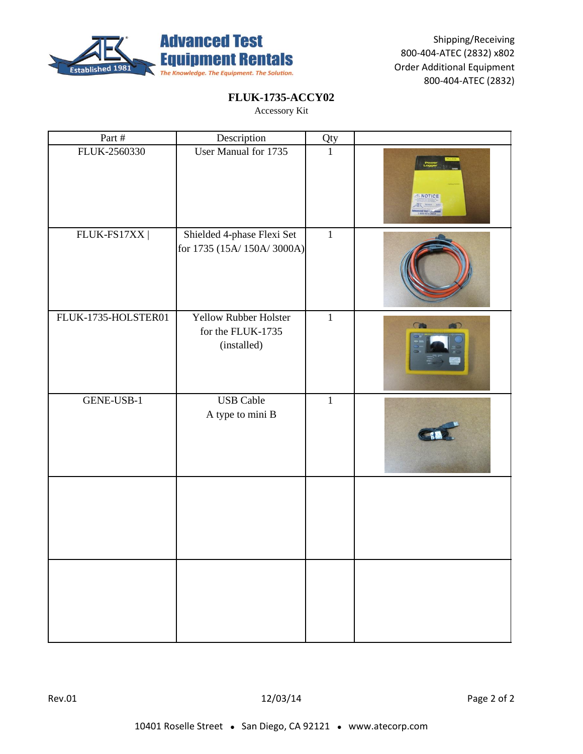Advanced Test Equipment Rentals
The Knowledge. The Equipment. The Solution.

Shipping/Receiving
800-404-ATEC (2832) x802
Order Additional Equipment
800-404-ATEC (2832)

## FLUK-1735-ACCY02

Accessory Kit

| Part # | Description | Qty | |
|---|---|---|---|
| FLUK-2560330 | User Manual for 1735 | 1 | |
| FLUK-FS17XX \| | Shielded 4-phase Flexi Set for 1735 (15A/ 150A/ 3000A) | 1 | |
| FLUK-1735-HOLSTER01 | Yellow Rubber Holster for the FLUK-1735 (installed) | 1 | |
| GENE-USB-1 | USB Cable A type to mini B | 1 | |
| | | | |
| | | | |

Rev.01 12/03/14

10401 Roselle Street • San Diego, CA 92121 • www.atecorp.com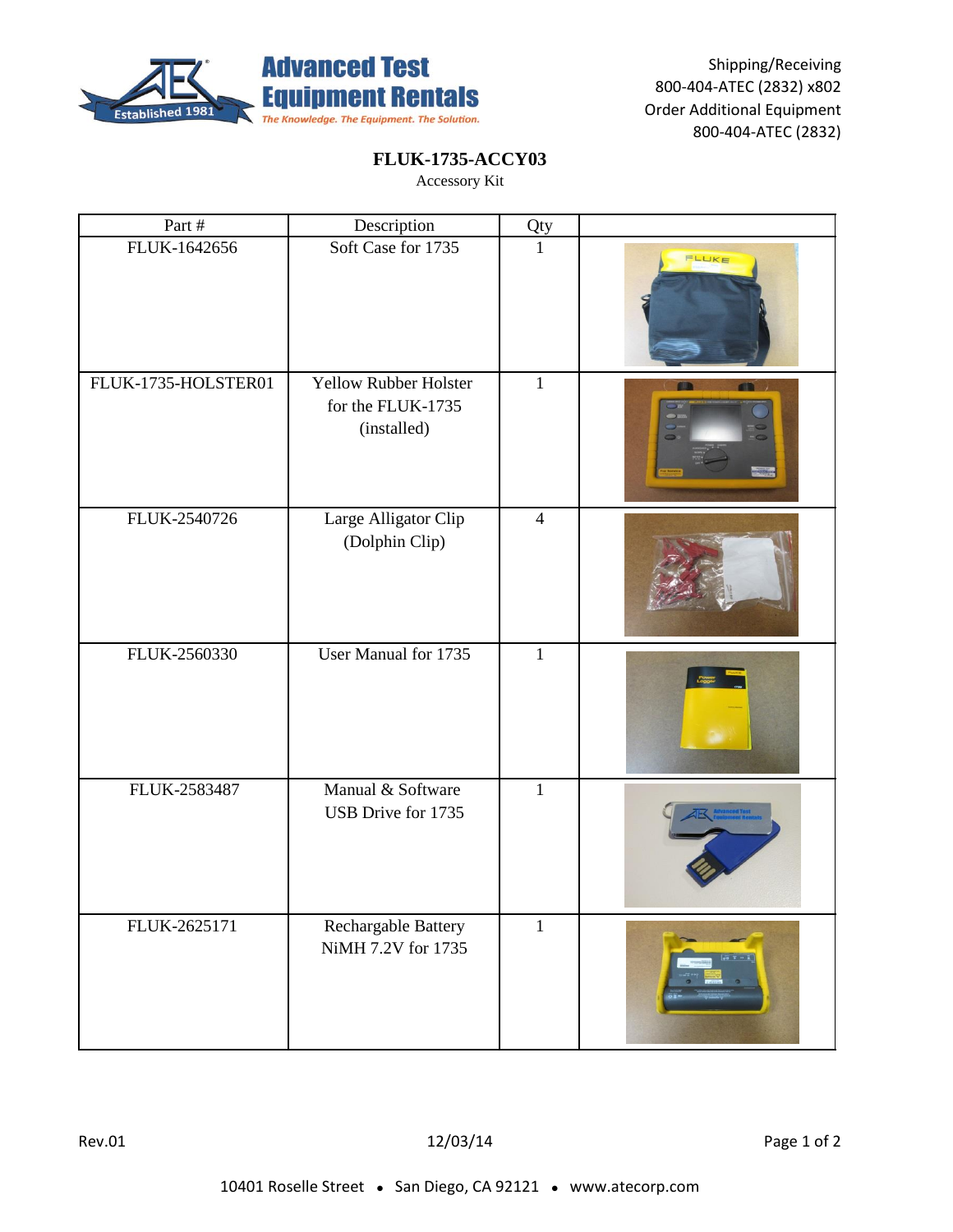**Advanced Test Equipment Rentals**
*The Knowledge. The Equipment. The Solution.*

Shipping/Receiving
800-404-ATEC (2832) x802
Order Additional Equipment
800-404-ATEC (2832)

# FLUK-1735-ACCY03

Accessory Kit

| Part # | Description | Qty | |
|---|---|---|---|
| FLUK-1642656 | Soft Case for 1735 | 1 | |
| FLUK-1735-HOLSTER01 | Yellow Rubber Holster for the FLUK-1735 (installed) | 1 | |
| FLUK-2540726 | Large Alligator Clip (Dolphin Clip) | 4 | |
| FLUK-2560330 | User Manual for 1735 | 1 | |
| FLUK-2583487 | Manual & Software USB Drive for 1735 | 1 | |
| FLUK-2625171 | Rechargable Battery NiMH 7.2V for 1735 | 1 | |

Rev.01 12/03/14

10401 Roselle Street • San Diego, CA 92121 • www.atecorp.com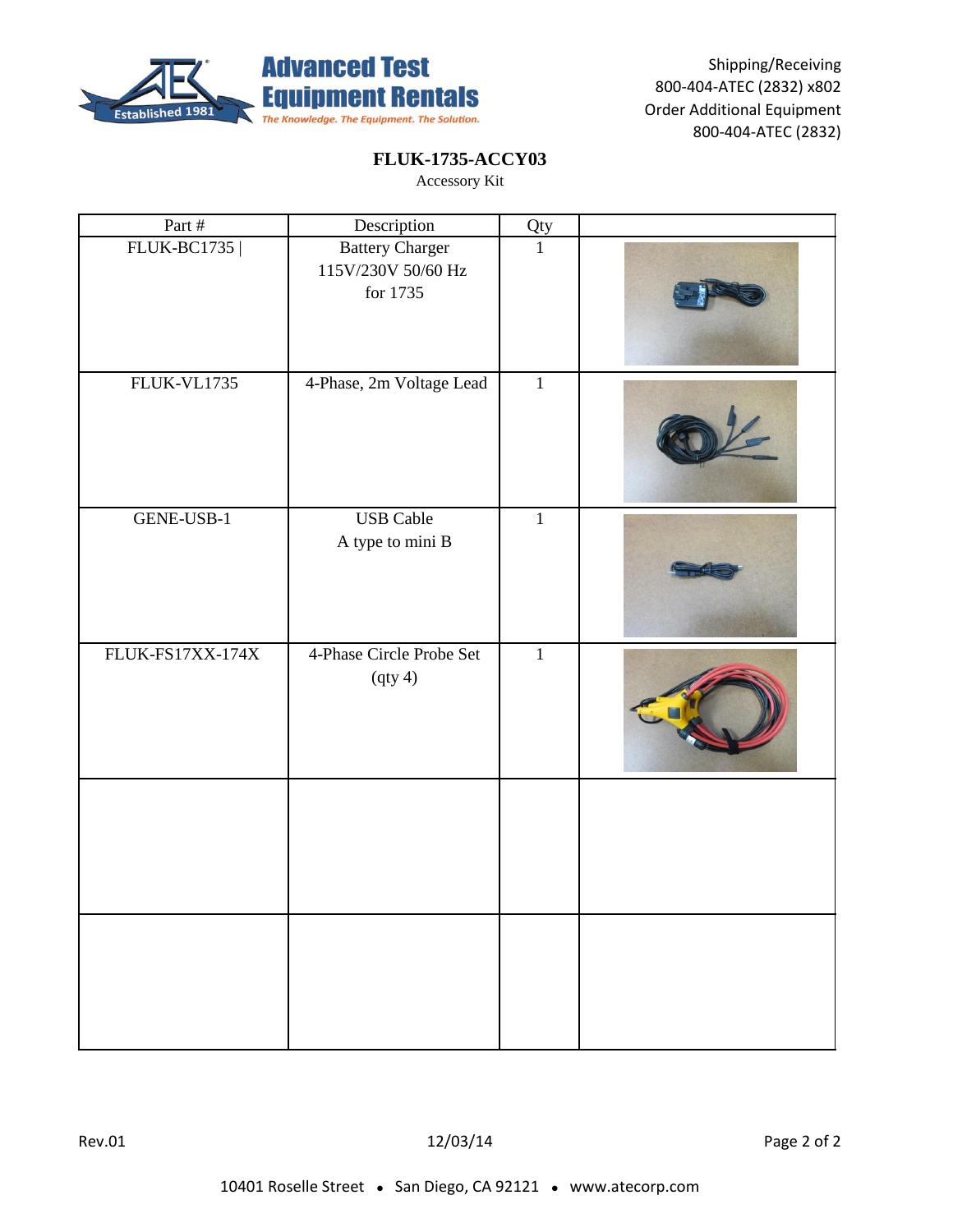**Advanced Test Equipment Rentals**
*The Knowledge. The Equipment. The Solution.*

Established 1981

Shipping/Receiving
800-404-ATEC (2832) x802
Order Additional Equipment
800-404-ATEC (2832)

# FLUK-1735-ACCY03

Accessory Kit

| Part # | Description | Qty | |
|---|---|---|---|
| FLUK-BC1735 \| | Battery Charger 115V/230V 50/60 Hz for 1735 | 1 | |
| FLUK-VL1735 | 4-Phase, 2m Voltage Lead | 1 | |
| GENE-USB-1 | USB Cable A type to mini B | 1 | |
| FLUK-FS17XX-174X | 4-Phase Circle Probe Set (qty 4) | 1 | |
| | | | |
| | | | |

Rev.01 12/03/14

10401 Roselle Street • San Diego, CA 92121 • www.atecorp.com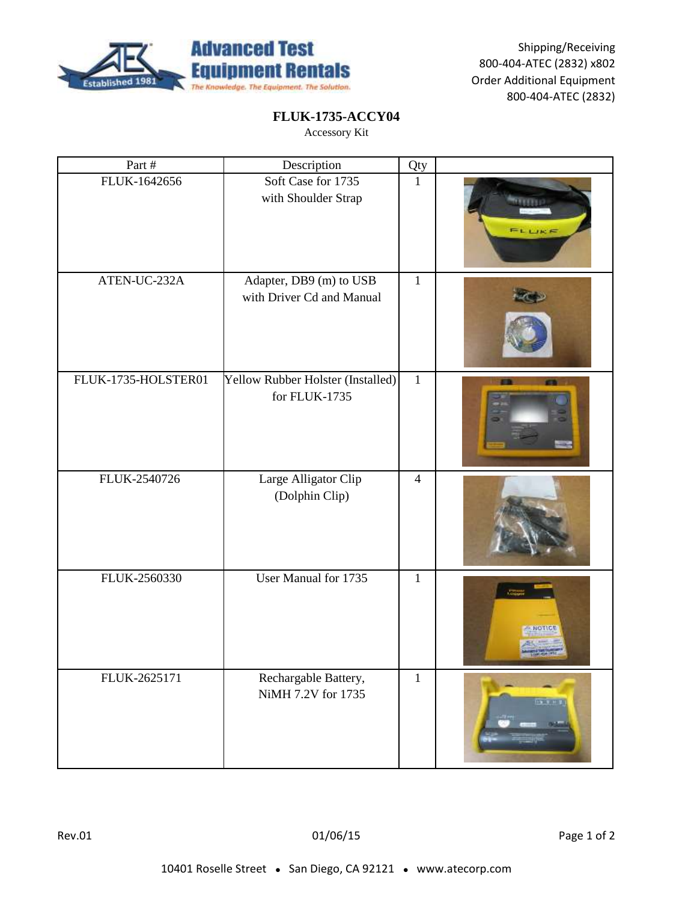Shipping/Receiving
800-404-ATEC (2832) x802
Order Additional Equipment
800-404-ATEC (2832)

# FLUK-1735-ACCY04

Accessory Kit

| Part # | Description | Qty | |
|---|---|---|---|
| FLUK-1642656 | Soft Case for 1735 with Shoulder Strap | 1 | |
| ATEN-UC-232A | Adapter, DB9 (m) to USB with Driver Cd and Manual | 1 | |
| FLUK-1735-HOLSTER01 | Yellow Rubber Holster (Installed) for FLUK-1735 | 1 | |
| FLUK-2540726 | Large Alligator Clip (Dolphin Clip) | 4 | |
| FLUK-2560330 | User Manual for 1735 | 1 | |
| FLUK-2625171 | Rechargable Battery, NiMH 7.2V for 1735 | 1 | |

Rev.01 | 01/06/15

10401 Roselle Street • San Diego, CA 92121 • www.atecorp.com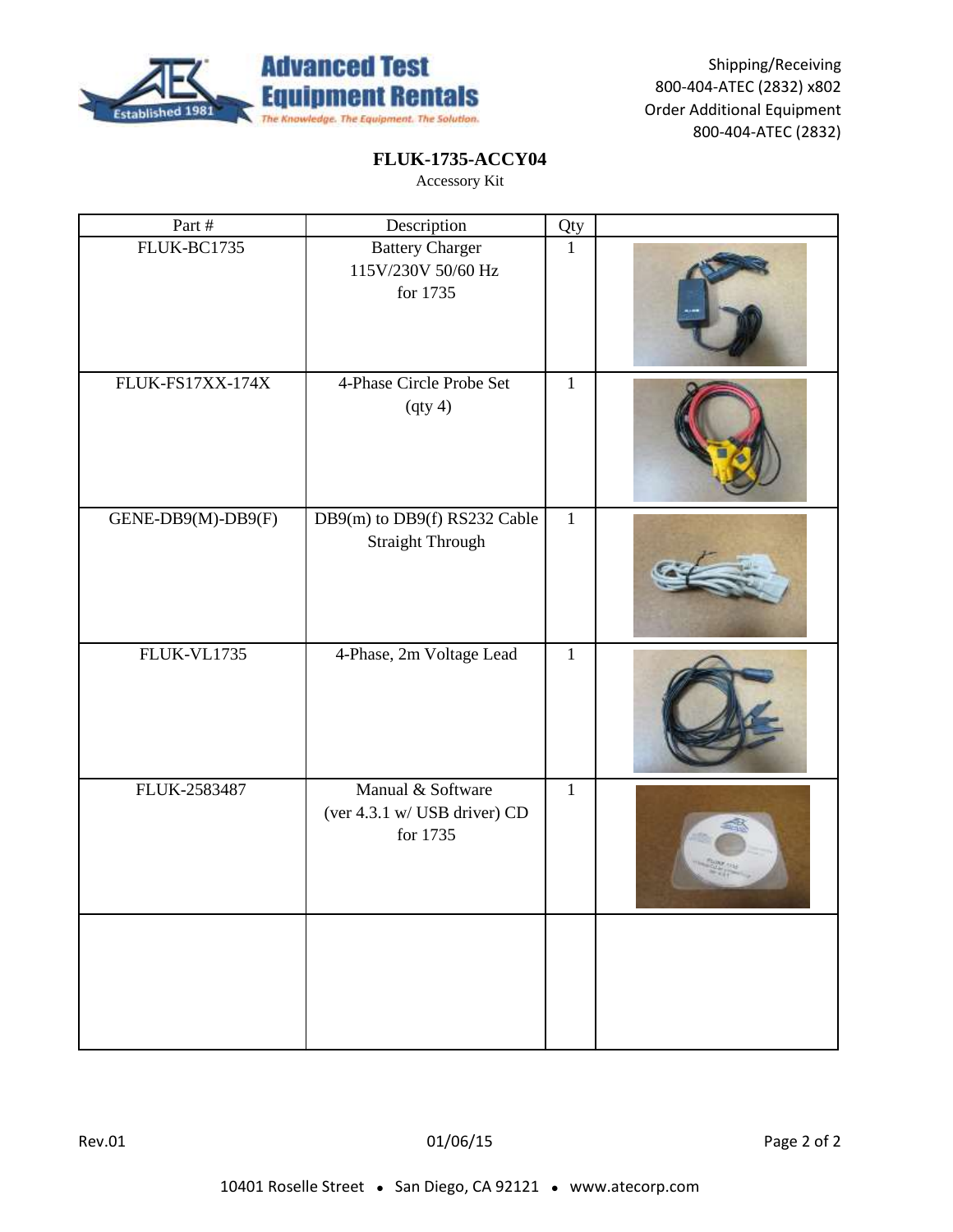Shipping/Receiving
800-404-ATEC (2832) x802
Order Additional Equipment
800-404-ATEC (2832)

## FLUK-1735-ACCY04

Accessory Kit

| Part # | Description | Qty | |
|---|---|---|---|
| FLUK-BC1735 | Battery Charger 115V/230V 50/60 Hz for 1735 | 1 | |
| FLUK-FS17XX-174X | 4-Phase Circle Probe Set (qty 4) | 1 | |
| GENE-DB9(M)-DB9(F) | DB9(m) to DB9(f) RS232 Cable Straight Through | 1 | |
| FLUK-VL1735 | 4-Phase, 2m Voltage Lead | 1 | |
| FLUK-2583487 | Manual & Software (ver 4.3.1 w/ USB driver) CD for 1735 | 1 | |
| | | | |

Rev.01 01/06/15

10401 Roselle Street • San Diego, CA 92121 • www.atecorp.com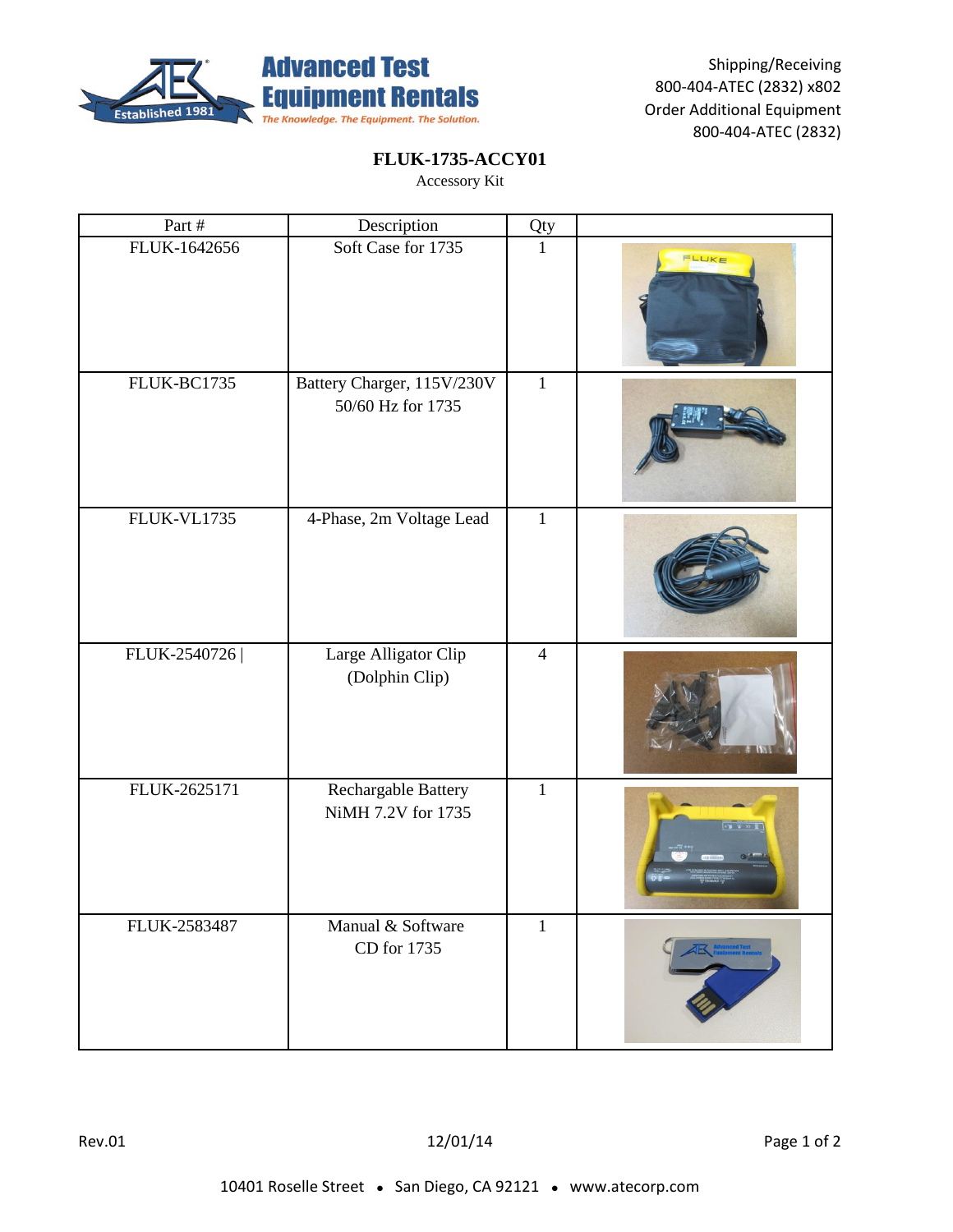**FLUK-1735-ACCY01**

Accessory Kit

| Part # | Description | Qty | |
|---|---|---|---|
| FLUK-1642656 | Soft Case for 1735 | 1 | |
| FLUK-BC1735 | Battery Charger, 115V/230V 50/60 Hz for 1735 | 1 | |
| FLUK-VL1735 | 4-Phase, 2m Voltage Lead | 1 | |
| FLUK-2540726 \| | Large Alligator Clip (Dolphin Clip) | 4 | |
| FLUK-2625171 | Rechargable Battery NiMH 7.2V for 1735 | 1 | |
| FLUK-2583487 | Manual & Software CD for 1735 | 1 | |

Rev.01 12/01/14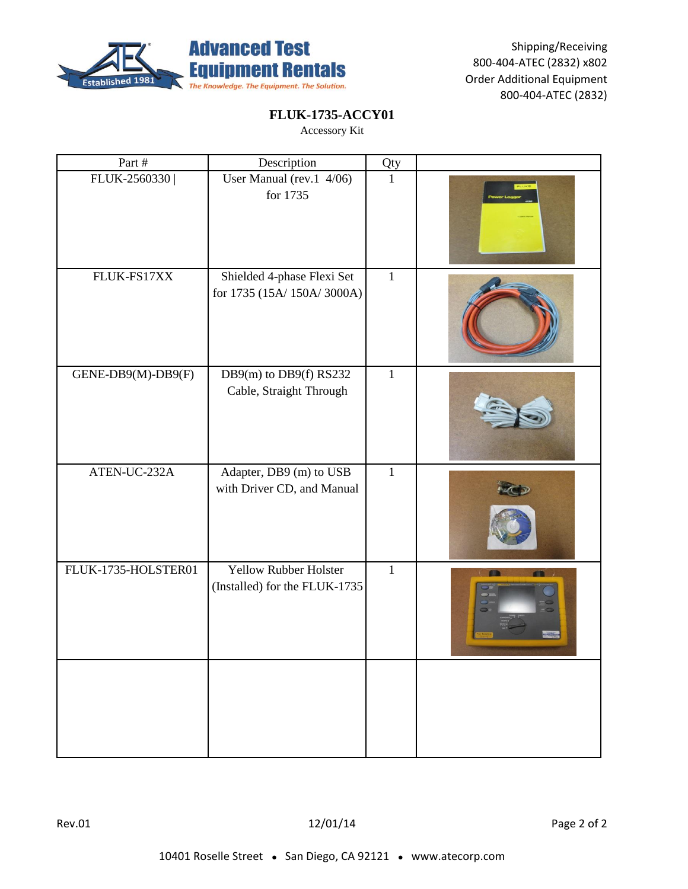Shipping/Receiving
800-404-ATEC (2832) x802
Order Additional Equipment
800-404-ATEC (2832)

**FLUK-1735-ACCY01**

Accessory Kit

| Part # | Description | Qty | |
|---|---|---|---|
| FLUK-2560330 \| | User Manual (rev.1 4/06) for 1735 | 1 | |
| FLUK-FS17XX | Shielded 4-phase Flexi Set for 1735 (15A/ 150A/ 3000A) | 1 | |
| GENE-DB9(M)-DB9(F) | DB9(m) to DB9(f) RS232 Cable, Straight Through | 1 | |
| ATEN-UC-232A | Adapter, DB9 (m) to USB with Driver CD, and Manual | 1 | |
| FLUK-1735-HOLSTER01 | Yellow Rubber Holster (Installed) for the FLUK-1735 | 1 | |
| | | | |

Rev.01 12/01/14

10401 Roselle Street • San Diego, CA 92121 • www.atecorp.com